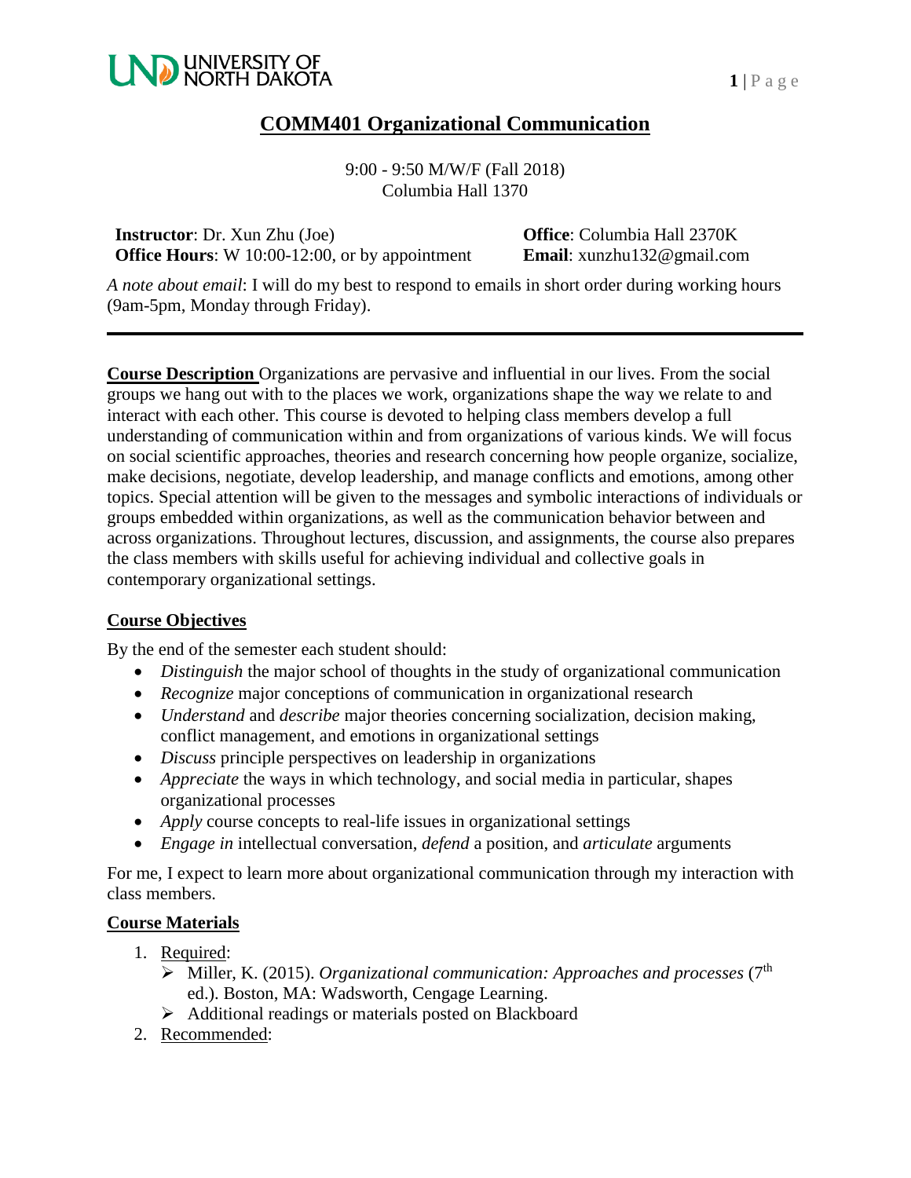UNIVERSITY OF NORTH DAKOTA

# COMM401 Organizational Communication

9:00 - 9:50 M/W/F (Fall 2018)
Columbia Hall 1370

**Instructor**: Dr. Xun Zhu (Joe)
**Office Hours**: W 10:00-12:00, or by appointment

**Office**: Columbia Hall 2370K
**Email**: xunzhu132@gmail.com

*A note about email*: I will do my best to respond to emails in short order during working hours (9am-5pm, Monday through Friday).

---

**Course Description** Organizations are pervasive and influential in our lives. From the social groups we hang out with to the places we work, organizations shape the way we relate to and interact with each other. This course is devoted to helping class members develop a full understanding of communication within and from organizations of various kinds. We will focus on social scientific approaches, theories and research concerning how people organize, socialize, make decisions, negotiate, develop leadership, and manage conflicts and emotions, among other topics. Special attention will be given to the messages and symbolic interactions of individuals or groups embedded within organizations, as well as the communication behavior between and across organizations. Throughout lectures, discussion, and assignments, the course also prepares the class members with skills useful for achieving individual and collective goals in contemporary organizational settings.

## Course Objectives

By the end of the semester each student should:

- *Distinguish* the major school of thoughts in the study of organizational communication
- *Recognize* major conceptions of communication in organizational research
- *Understand* and *describe* major theories concerning socialization, decision making, conflict management, and emotions in organizational settings
- *Discuss* principle perspectives on leadership in organizations
- *Appreciate* the ways in which technology, and social media in particular, shapes organizational processes
- *Apply* course concepts to real-life issues in organizational settings
- *Engage in* intellectual conversation, *defend* a position, and *articulate* arguments

For me, I expect to learn more about organizational communication through my interaction with class members.

## Course Materials

1. Required:
   - Miller, K. (2015). *Organizational communication: Approaches and processes* (7th ed.). Boston, MA: Wadsworth, Cengage Learning.
   - Additional readings or materials posted on Blackboard
2. Recommended: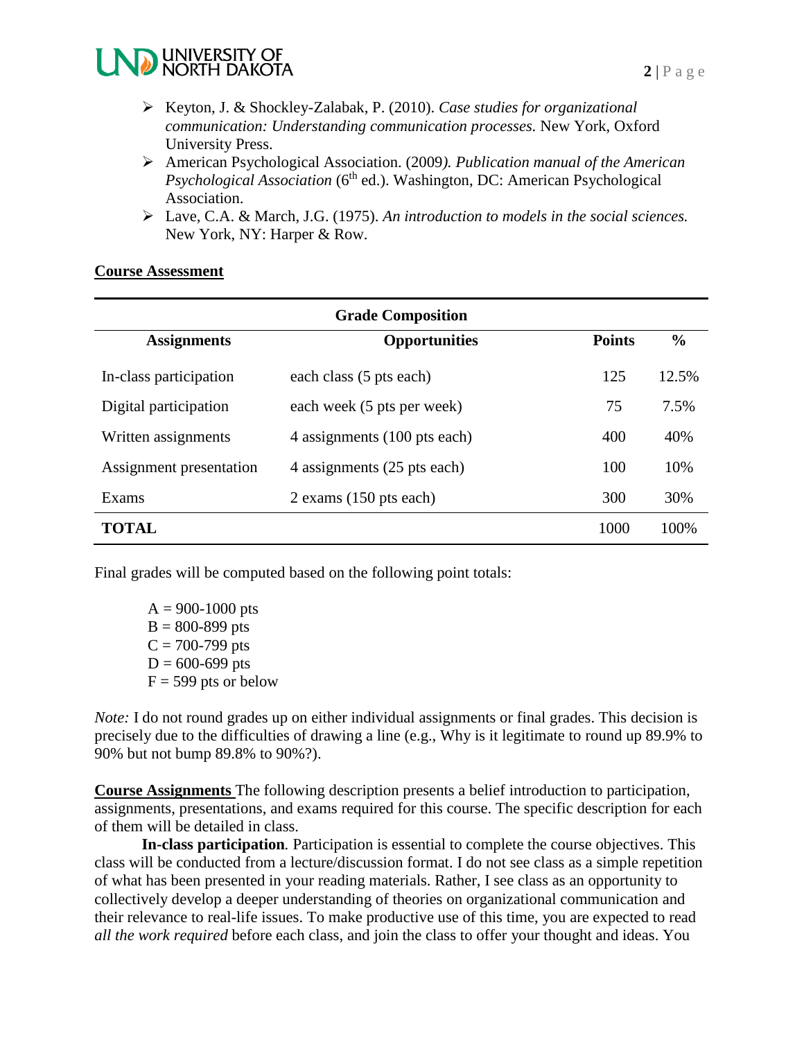- Keyton, J. & Shockley-Zalabak, P. (2010). *Case studies for organizational communication: Understanding communication processes.* New York, Oxford University Press.
- American Psychological Association. (2009*). Publication manual of the American Psychological Association* (6th ed.). Washington, DC: American Psychological Association.
- Lave, C.A. & March, J.G. (1975). *An introduction to models in the social sciences.* New York, NY: Harper & Row.

**Course Assessment**

| Grade Composition | | | |
|---|---|---|---|
| **Assignments** | **Opportunities** | **Points** | **%** |
| In-class participation | each class (5 pts each) | 125 | 12.5% |
| Digital participation | each week (5 pts per week) | 75 | 7.5% |
| Written assignments | 4 assignments (100 pts each) | 400 | 40% |
| Assignment presentation | 4 assignments (25 pts each) | 100 | 10% |
| Exams | 2 exams (150 pts each) | 300 | 30% |
| **TOTAL** | | 1000 | 100% |

Final grades will be computed based on the following point totals:

A = 900-1000 pts
B = 800-899 pts
C = 700-799 pts
D = 600-699 pts
F = 599 pts or below

*Note:* I do not round grades up on either individual assignments or final grades. This decision is precisely due to the difficulties of drawing a line (e.g., Why is it legitimate to round up 89.9% to 90% but not bump 89.8% to 90%?).

**Course Assignments** The following description presents a belief introduction to participation, assignments, presentations, and exams required for this course. The specific description for each of them will be detailed in class.

**In-class participation***.* Participation is essential to complete the course objectives. This class will be conducted from a lecture/discussion format. I do not see class as a simple repetition of what has been presented in your reading materials. Rather, I see class as an opportunity to collectively develop a deeper understanding of theories on organizational communication and their relevance to real-life issues. To make productive use of this time, you are expected to read *all the work required* before each class, and join the class to offer your thought and ideas. You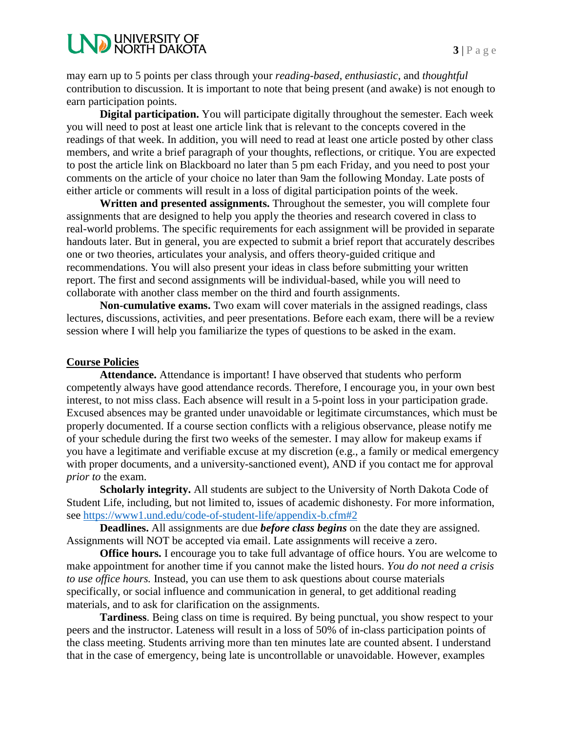may earn up to 5 points per class through your *reading-based*, *enthusiastic*, and *thoughtful* contribution to discussion. It is important to note that being present (and awake) is not enough to earn participation points.

**Digital participation.** You will participate digitally throughout the semester. Each week you will need to post at least one article link that is relevant to the concepts covered in the readings of that week. In addition, you will need to read at least one article posted by other class members, and write a brief paragraph of your thoughts, reflections, or critique. You are expected to post the article link on Blackboard no later than 5 pm each Friday, and you need to post your comments on the article of your choice no later than 9am the following Monday. Late posts of either article or comments will result in a loss of digital participation points of the week.

**Written and presented assignments.** Throughout the semester, you will complete four assignments that are designed to help you apply the theories and research covered in class to real-world problems. The specific requirements for each assignment will be provided in separate handouts later. But in general, you are expected to submit a brief report that accurately describes one or two theories, articulates your analysis, and offers theory-guided critique and recommendations. You will also present your ideas in class before submitting your written report. The first and second assignments will be individual-based, while you will need to collaborate with another class member on the third and fourth assignments.

**Non-cumulative exams.** Two exam will cover materials in the assigned readings, class lectures, discussions, activities, and peer presentations. Before each exam, there will be a review session where I will help you familiarize the types of questions to be asked in the exam.

## Course Policies

**Attendance.** Attendance is important! I have observed that students who perform competently always have good attendance records. Therefore, I encourage you, in your own best interest, to not miss class. Each absence will result in a 5-point loss in your participation grade. Excused absences may be granted under unavoidable or legitimate circumstances, which must be properly documented. If a course section conflicts with a religious observance, please notify me of your schedule during the first two weeks of the semester. I may allow for makeup exams if you have a legitimate and verifiable excuse at my discretion (e.g., a family or medical emergency with proper documents, and a university-sanctioned event), AND if you contact me for approval *prior to* the exam.

**Scholarly integrity.** All students are subject to the University of North Dakota Code of Student Life, including, but not limited to, issues of academic dishonesty. For more information, see https://www1.und.edu/code-of-student-life/appendix-b.cfm#2

**Deadlines.** All assignments are due ***before class begins*** on the date they are assigned. Assignments will NOT be accepted via email. Late assignments will receive a zero.

**Office hours.** I encourage you to take full advantage of office hours. You are welcome to make appointment for another time if you cannot make the listed hours. *You do not need a crisis to use office hours.* Instead, you can use them to ask questions about course materials specifically, or social influence and communication in general, to get additional reading materials, and to ask for clarification on the assignments.

**Tardiness**. Being class on time is required. By being punctual, you show respect to your peers and the instructor. Lateness will result in a loss of 50% of in-class participation points of the class meeting. Students arriving more than ten minutes late are counted absent. I understand that in the case of emergency, being late is uncontrollable or unavoidable. However, examples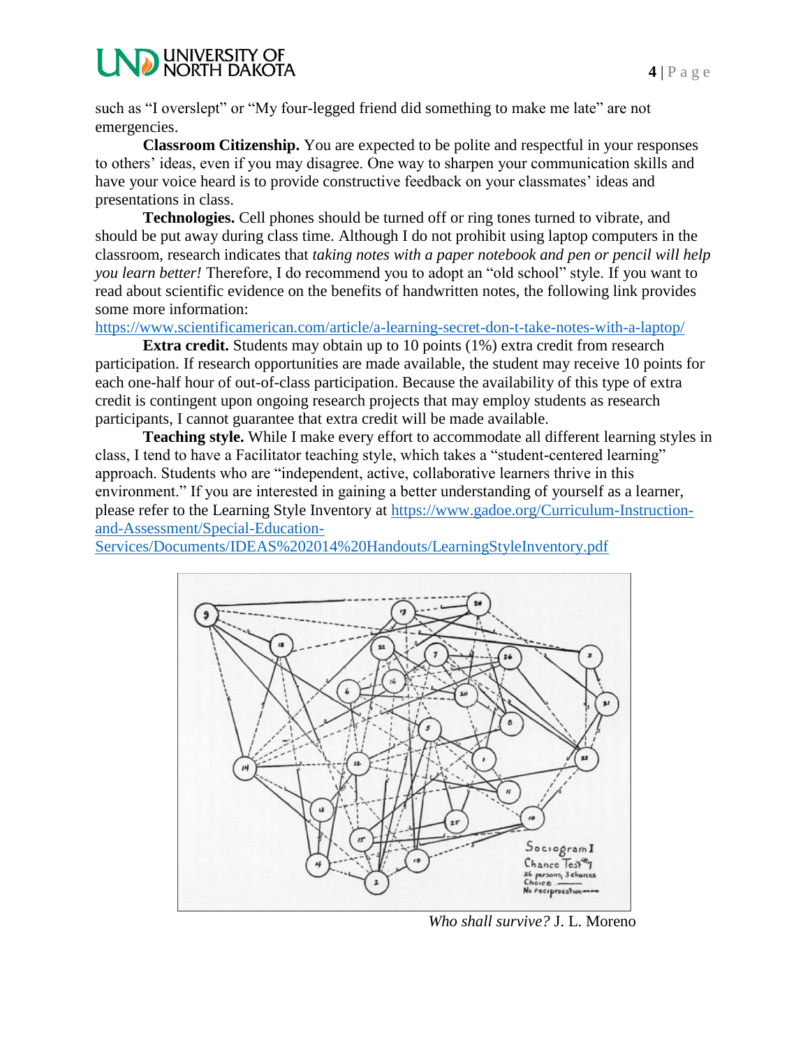such as “I overslept” or “My four-legged friend did something to make me late” are not emergencies.

**Classroom Citizenship.** You are expected to be polite and respectful in your responses to others’ ideas, even if you may disagree. One way to sharpen your communication skills and have your voice heard is to provide constructive feedback on your classmates’ ideas and presentations in class.

**Technologies.** Cell phones should be turned off or ring tones turned to vibrate, and should be put away during class time. Although I do not prohibit using laptop computers in the classroom, research indicates that *taking notes with a paper notebook and pen or pencil will help you learn better!* Therefore, I do recommend you to adopt an “old school” style. If you want to read about scientific evidence on the benefits of handwritten notes, the following link provides some more information:
https://www.scientificamerican.com/article/a-learning-secret-don-t-take-notes-with-a-laptop/

**Extra credit.** Students may obtain up to 10 points (1%) extra credit from research participation. If research opportunities are made available, the student may receive 10 points for each one-half hour of out-of-class participation. Because the availability of this type of extra credit is contingent upon ongoing research projects that may employ students as research participants, I cannot guarantee that extra credit will be made available.

**Teaching style.** While I make every effort to accommodate all different learning styles in class, I tend to have a Facilitator teaching style, which takes a “student-centered learning” approach. Students who are “independent, active, collaborative learners thrive in this environment.” If you are interested in gaining a better understanding of yourself as a learner, please refer to the Learning Style Inventory at https://www.gadoe.org/Curriculum-Instruction-and-Assessment/Special-Education-Services/Documents/IDEAS%202014%20Handouts/LearningStyleInventory.pdf

Sociogram I
Chance Test #7
26 persons, 3 choices
Choice
No reciprocation

*Who shall survive?* J. L. Moreno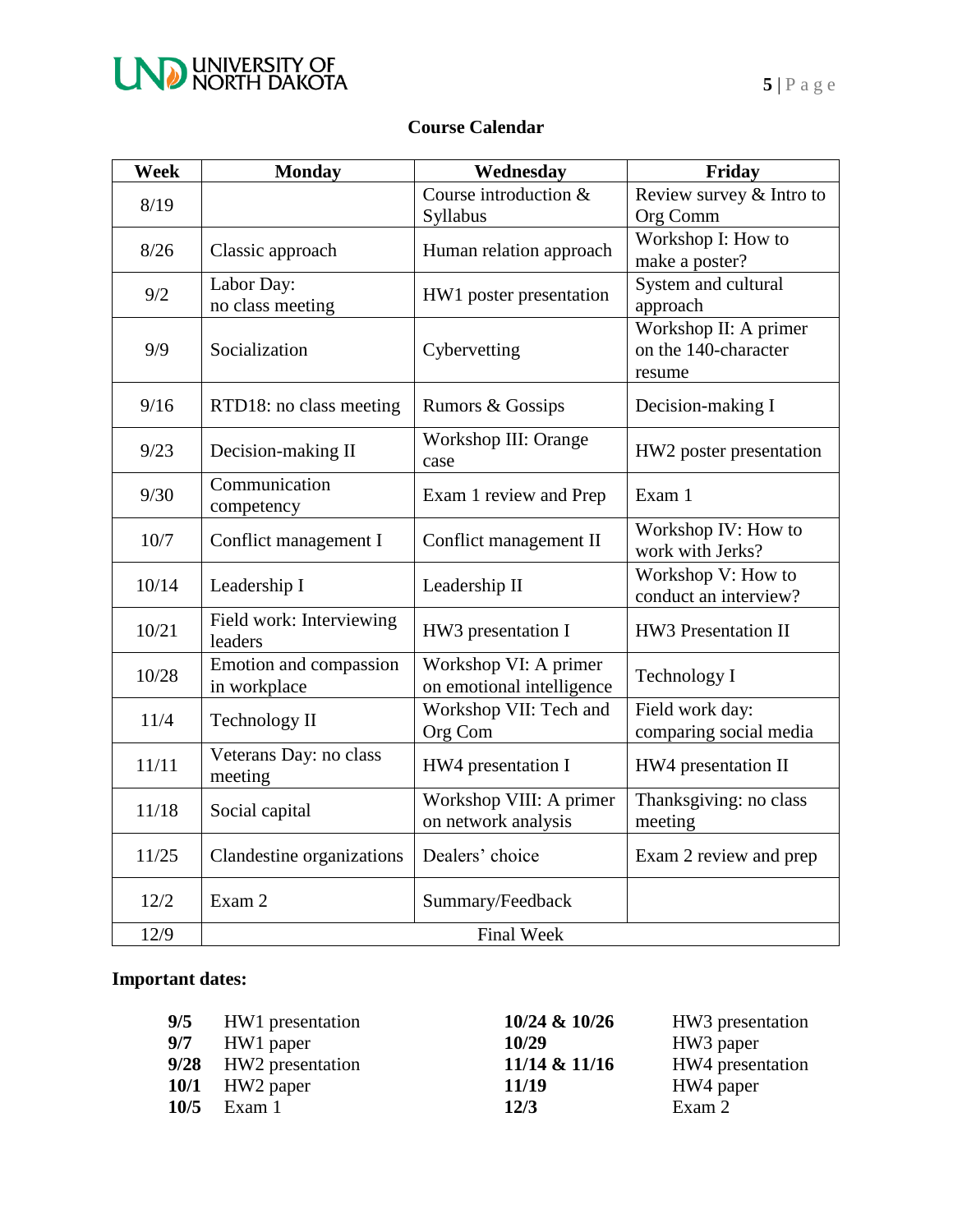## Course Calendar

| Week | Monday | Wednesday | Friday |
| --- | --- | --- | --- |
| 8/19 | | Course introduction & Syllabus | Review survey & Intro to Org Comm |
| 8/26 | Classic approach | Human relation approach | Workshop I: How to make a poster? |
| 9/2 | Labor Day: no class meeting | HW1 poster presentation | System and cultural approach |
| 9/9 | Socialization | Cybervetting | Workshop II: A primer on the 140-character resume |
| 9/16 | RTD18: no class meeting | Rumors & Gossips | Decision-making I |
| 9/23 | Decision-making II | Workshop III: Orange case | HW2 poster presentation |
| 9/30 | Communication competency | Exam 1 review and Prep | Exam 1 |
| 10/7 | Conflict management I | Conflict management II | Workshop IV: How to work with Jerks? |
| 10/14 | Leadership I | Leadership II | Workshop V: How to conduct an interview? |
| 10/21 | Field work: Interviewing leaders | HW3 presentation I | HW3 Presentation II |
| 10/28 | Emotion and compassion in workplace | Workshop VI: A primer on emotional intelligence | Technology I |
| 11/4 | Technology II | Workshop VII: Tech and Org Com | Field work day: comparing social media |
| 11/11 | Veterans Day: no class meeting | HW4 presentation I | HW4 presentation II |
| 11/18 | Social capital | Workshop VIII: A primer on network analysis | Thanksgiving: no class meeting |
| 11/25 | Clandestine organizations | Dealers' choice | Exam 2 review and prep |
| 12/2 | Exam 2 | Summary/Feedback | |
| 12/9 | Final Week | | |

**Important dates:**

| | | | |
| --- | --- | --- | --- |
| **9/5** | HW1 presentation | **10/24 & 10/26** | HW3 presentation |
| **9/7** | HW1 paper | **10/29** | HW3 paper |
| **9/28** | HW2 presentation | **11/14 & 11/16** | HW4 presentation |
| **10/1** | HW2 paper | **11/19** | HW4 paper |
| **10/5** | Exam 1 | **12/3** | Exam 2 |